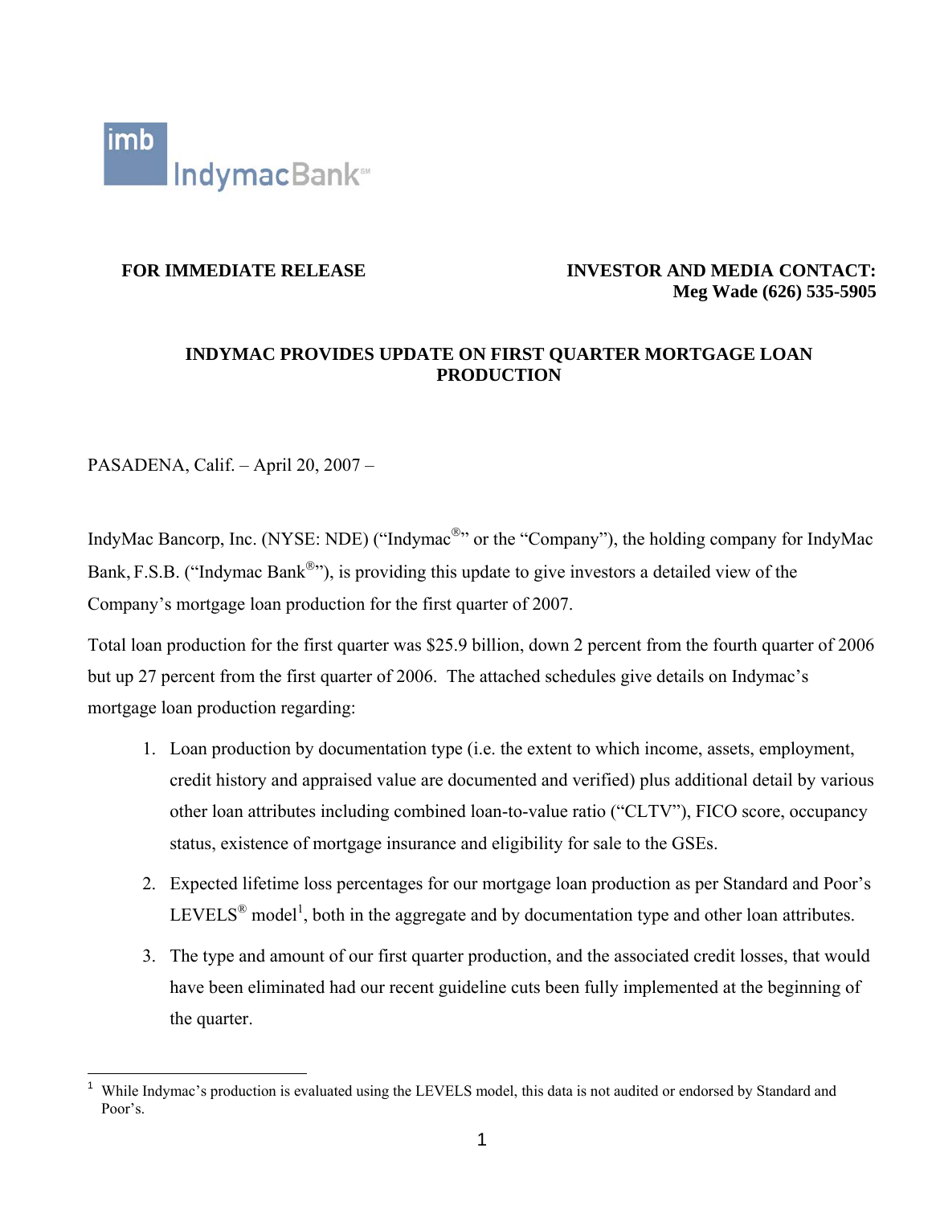imb IndymacBank℠

**FOR IMMEDIATE RELEASE**

**INVESTOR AND MEDIA CONTACT:**
**Meg Wade (626) 535-5905**

# INDYMAC PROVIDES UPDATE ON FIRST QUARTER MORTGAGE LOAN PRODUCTION

PASADENA, Calif. – April 20, 2007 –

IndyMac Bancorp, Inc. (NYSE: NDE) ("Indymac®" or the "Company"), the holding company for IndyMac Bank, F.S.B. ("Indymac Bank®"), is providing this update to give investors a detailed view of the Company's mortgage loan production for the first quarter of 2007.

Total loan production for the first quarter was $25.9 billion, down 2 percent from the fourth quarter of 2006 but up 27 percent from the first quarter of 2006. The attached schedules give details on Indymac's mortgage loan production regarding:

1. Loan production by documentation type (i.e. the extent to which income, assets, employment, credit history and appraised value are documented and verified) plus additional detail by various other loan attributes including combined loan-to-value ratio ("CLTV"), FICO score, occupancy status, existence of mortgage insurance and eligibility for sale to the GSEs.
2. Expected lifetime loss percentages for our mortgage loan production as per Standard and Poor's LEVELS® model[1], both in the aggregate and by documentation type and other loan attributes.
3. The type and amount of our first quarter production, and the associated credit losses, that would have been eliminated had our recent guideline cuts been fully implemented at the beginning of the quarter.

[1] While Indymac's production is evaluated using the LEVELS model, this data is not audited or endorsed by Standard and Poor's.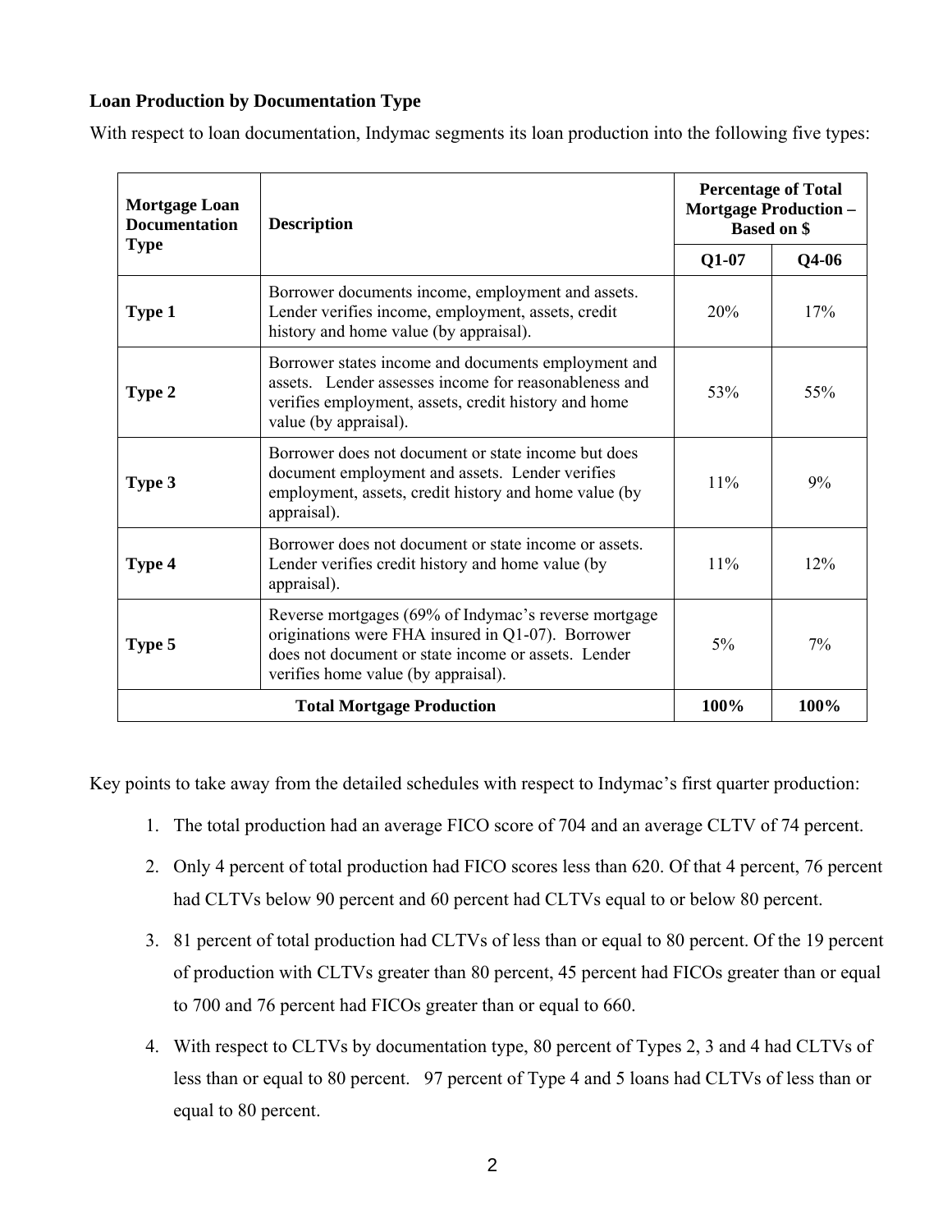**Loan Production by Documentation Type**

With respect to loan documentation, Indymac segments its loan production into the following five types:

| Mortgage Loan Documentation Type | Description | Percentage of Total Mortgage Production – Based on $ | |
|---|---|---|---|
| | | Q1-07 | Q4-06 |
| **Type 1** | Borrower documents income, employment and assets. Lender verifies income, employment, assets, credit history and home value (by appraisal). | 20% | 17% |
| **Type 2** | Borrower states income and documents employment and assets. Lender assesses income for reasonableness and verifies employment, assets, credit history and home value (by appraisal). | 53% | 55% |
| **Type 3** | Borrower does not document or state income but does document employment and assets. Lender verifies employment, assets, credit history and home value (by appraisal). | 11% | 9% |
| **Type 4** | Borrower does not document or state income or assets. Lender verifies credit history and home value (by appraisal). | 11% | 12% |
| **Type 5** | Reverse mortgages (69% of Indymac's reverse mortgage originations were FHA insured in Q1-07). Borrower does not document or state income or assets. Lender verifies home value (by appraisal). | 5% | 7% |
| **Total Mortgage Production** | | **100%** | **100%** |

Key points to take away from the detailed schedules with respect to Indymac's first quarter production:

1. The total production had an average FICO score of 704 and an average CLTV of 74 percent.
2. Only 4 percent of total production had FICO scores less than 620. Of that 4 percent, 76 percent had CLTVs below 90 percent and 60 percent had CLTVs equal to or below 80 percent.
3. 81 percent of total production had CLTVs of less than or equal to 80 percent. Of the 19 percent of production with CLTVs greater than 80 percent, 45 percent had FICOs greater than or equal to 700 and 76 percent had FICOs greater than or equal to 660.
4. With respect to CLTVs by documentation type, 80 percent of Types 2, 3 and 4 had CLTVs of less than or equal to 80 percent. 97 percent of Type 4 and 5 loans had CLTVs of less than or equal to 80 percent.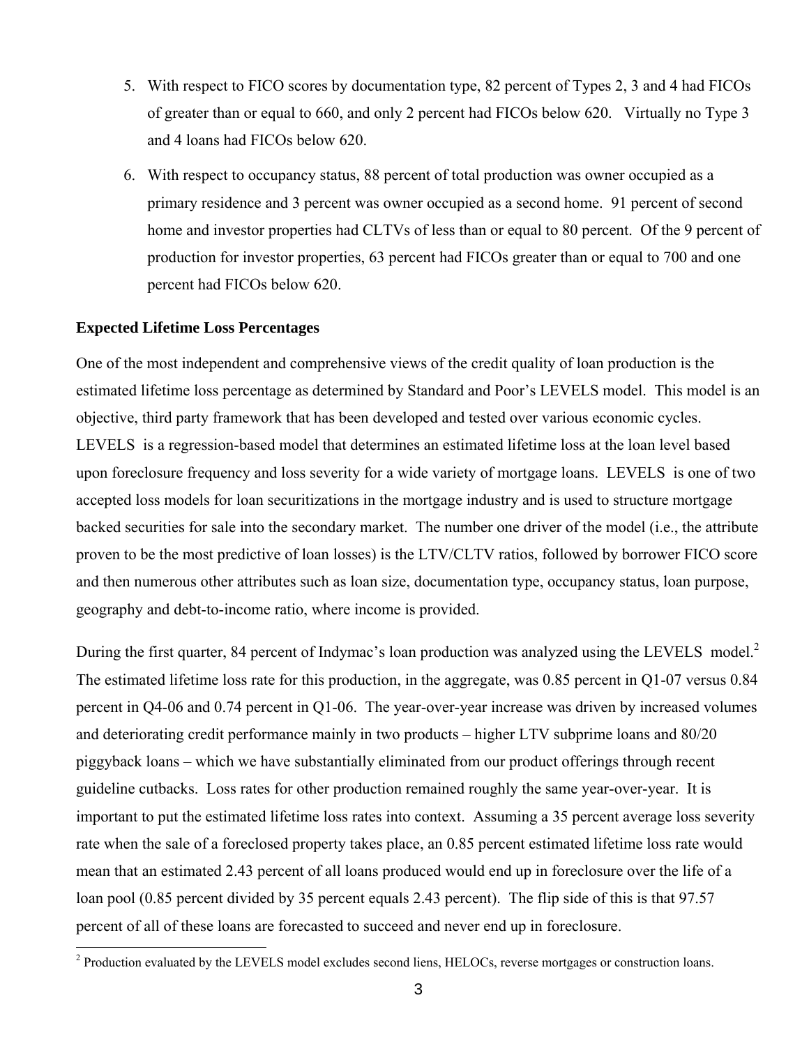5. With respect to FICO scores by documentation type, 82 percent of Types 2, 3 and 4 had FICOs of greater than or equal to 660, and only 2 percent had FICOs below 620. Virtually no Type 3 and 4 loans had FICOs below 620.
6. With respect to occupancy status, 88 percent of total production was owner occupied as a primary residence and 3 percent was owner occupied as a second home. 91 percent of second home and investor properties had CLTVs of less than or equal to 80 percent. Of the 9 percent of production for investor properties, 63 percent had FICOs greater than or equal to 700 and one percent had FICOs below 620.

**Expected Lifetime Loss Percentages**

One of the most independent and comprehensive views of the credit quality of loan production is the estimated lifetime loss percentage as determined by Standard and Poor's LEVELS model. This model is an objective, third party framework that has been developed and tested over various economic cycles. LEVELS is a regression-based model that determines an estimated lifetime loss at the loan level based upon foreclosure frequency and loss severity for a wide variety of mortgage loans. LEVELS is one of two accepted loss models for loan securitizations in the mortgage industry and is used to structure mortgage backed securities for sale into the secondary market. The number one driver of the model (i.e., the attribute proven to be the most predictive of loan losses) is the LTV/CLTV ratios, followed by borrower FICO score and then numerous other attributes such as loan size, documentation type, occupancy status, loan purpose, geography and debt-to-income ratio, where income is provided.

During the first quarter, 84 percent of Indymac's loan production was analyzed using the LEVELS model.[2] The estimated lifetime loss rate for this production, in the aggregate, was 0.85 percent in Q1-07 versus 0.84 percent in Q4-06 and 0.74 percent in Q1-06. The year-over-year increase was driven by increased volumes and deteriorating credit performance mainly in two products – higher LTV subprime loans and 80/20 piggyback loans – which we have substantially eliminated from our product offerings through recent guideline cutbacks. Loss rates for other production remained roughly the same year-over-year. It is important to put the estimated lifetime loss rates into context. Assuming a 35 percent average loss severity rate when the sale of a foreclosed property takes place, an 0.85 percent estimated lifetime loss rate would mean that an estimated 2.43 percent of all loans produced would end up in foreclosure over the life of a loan pool (0.85 percent divided by 35 percent equals 2.43 percent). The flip side of this is that 97.57 percent of all of these loans are forecasted to succeed and never end up in foreclosure.

[2] Production evaluated by the LEVELS model excludes second liens, HELOCs, reverse mortgages or construction loans.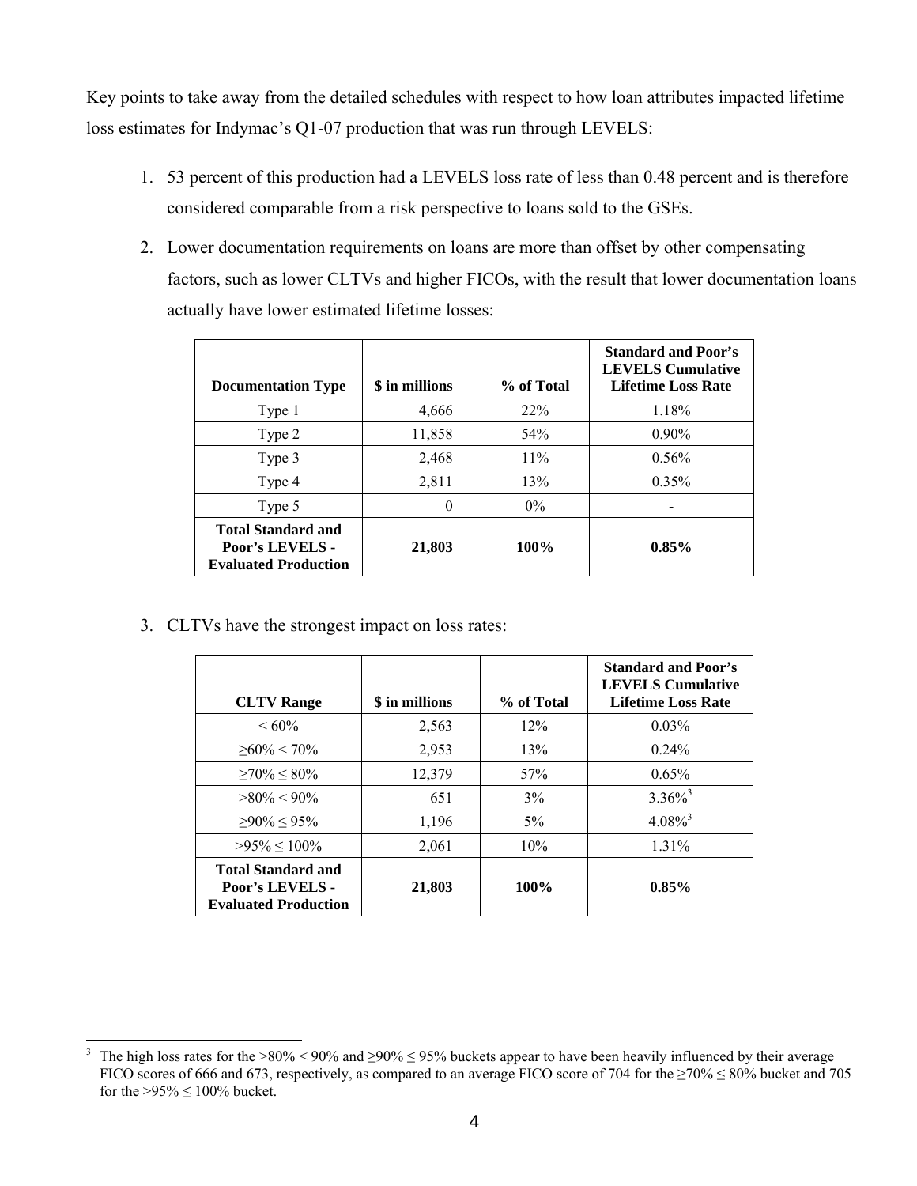Key points to take away from the detailed schedules with respect to how loan attributes impacted lifetime loss estimates for Indymac's Q1-07 production that was run through LEVELS:

1. 53 percent of this production had a LEVELS loss rate of less than 0.48 percent and is therefore considered comparable from a risk perspective to loans sold to the GSEs.

2. Lower documentation requirements on loans are more than offset by other compensating factors, such as lower CLTVs and higher FICOs, with the result that lower documentation loans actually have lower estimated lifetime losses:

| Documentation Type | $ in millions | % of Total | Standard and Poor's LEVELS Cumulative Lifetime Loss Rate |
|---|---|---|---|
| Type 1 | 4,666 | 22% | 1.18% |
| Type 2 | 11,858 | 54% | 0.90% |
| Type 3 | 2,468 | 11% | 0.56% |
| Type 4 | 2,811 | 13% | 0.35% |
| Type 5 | 0 | 0% | - |
| **Total Standard and Poor's LEVELS - Evaluated Production** | **21,803** | **100%** | **0.85%** |

3. CLTVs have the strongest impact on loss rates:

| CLTV Range | $ in millions | % of Total | Standard and Poor's LEVELS Cumulative Lifetime Loss Rate |
|---|---|---|---|
| < 60% | 2,563 | 12% | 0.03% |
| ≥60% < 70% | 2,953 | 13% | 0.24% |
| ≥70% ≤ 80% | 12,379 | 57% | 0.65% |
| >80% < 90% | 651 | 3% | 3.36%[3] |
| ≥90% ≤ 95% | 1,196 | 5% | 4.08%[3] |
| >95% ≤ 100% | 2,061 | 10% | 1.31% |
| **Total Standard and Poor's LEVELS - Evaluated Production** | **21,803** | **100%** | **0.85%** |

[3] The high loss rates for the >80% < 90% and ≥90% ≤ 95% buckets appear to have been heavily influenced by their average FICO scores of 666 and 673, respectively, as compared to an average FICO score of 704 for the ≥70% ≤ 80% bucket and 705 for the >95% ≤ 100% bucket.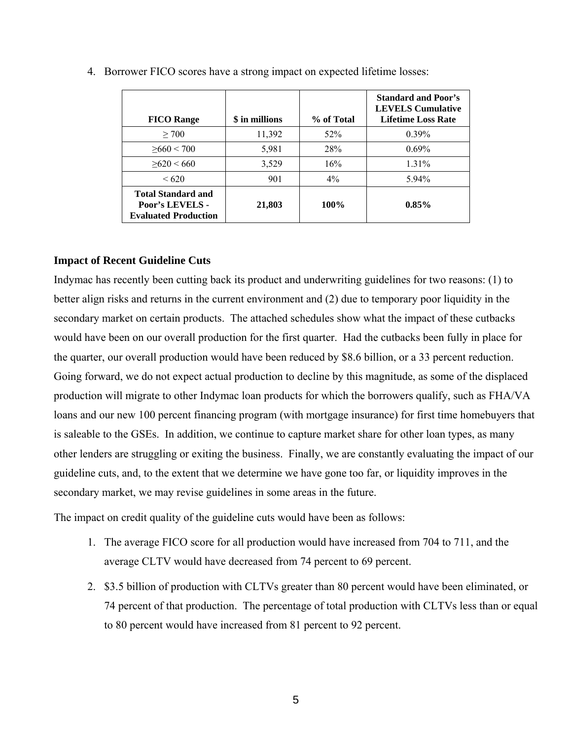4. Borrower FICO scores have a strong impact on expected lifetime losses:

| FICO Range | $ in millions | % of Total | Standard and Poor's LEVELS Cumulative Lifetime Loss Rate |
|---|---|---|---|
| ≥ 700 | 11,392 | 52% | 0.39% |
| ≥660 < 700 | 5,981 | 28% | 0.69% |
| ≥620 < 660 | 3,529 | 16% | 1.31% |
| < 620 | 901 | 4% | 5.94% |
| **Total Standard and Poor's LEVELS - Evaluated Production** | **21,803** | **100%** | **0.85%** |

### Impact of Recent Guideline Cuts

Indymac has recently been cutting back its product and underwriting guidelines for two reasons: (1) to better align risks and returns in the current environment and (2) due to temporary poor liquidity in the secondary market on certain products. The attached schedules show what the impact of these cutbacks would have been on our overall production for the first quarter. Had the cutbacks been fully in place for the quarter, our overall production would have been reduced by $8.6 billion, or a 33 percent reduction. Going forward, we do not expect actual production to decline by this magnitude, as some of the displaced production will migrate to other Indymac loan products for which the borrowers qualify, such as FHA/VA loans and our new 100 percent financing program (with mortgage insurance) for first time homebuyers that is saleable to the GSEs. In addition, we continue to capture market share for other loan types, as many other lenders are struggling or exiting the business. Finally, we are constantly evaluating the impact of our guideline cuts, and, to the extent that we determine we have gone too far, or liquidity improves in the secondary market, we may revise guidelines in some areas in the future.

The impact on credit quality of the guideline cuts would have been as follows:

1. The average FICO score for all production would have increased from 704 to 711, and the average CLTV would have decreased from 74 percent to 69 percent.
2. $3.5 billion of production with CLTVs greater than 80 percent would have been eliminated, or 74 percent of that production. The percentage of total production with CLTVs less than or equal to 80 percent would have increased from 81 percent to 92 percent.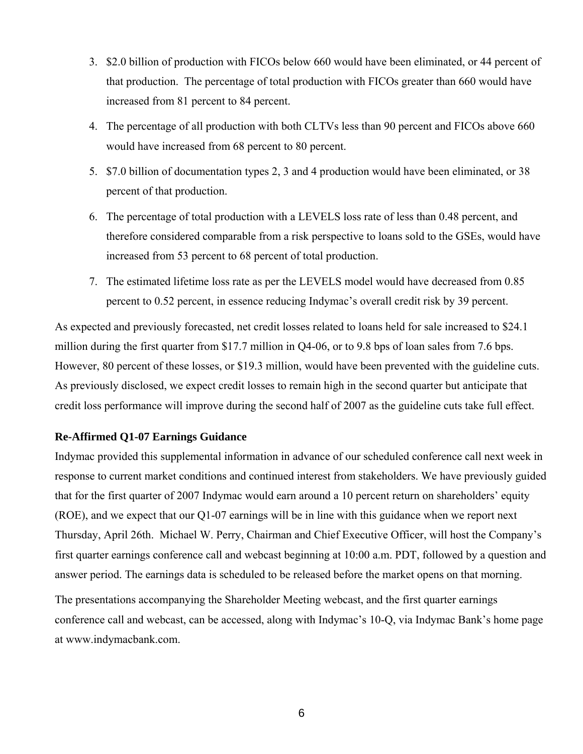3. $2.0 billion of production with FICOs below 660 would have been eliminated, or 44 percent of that production. The percentage of total production with FICOs greater than 660 would have increased from 81 percent to 84 percent.
4. The percentage of all production with both CLTVs less than 90 percent and FICOs above 660 would have increased from 68 percent to 80 percent.
5. $7.0 billion of documentation types 2, 3 and 4 production would have been eliminated, or 38 percent of that production.
6. The percentage of total production with a LEVELS loss rate of less than 0.48 percent, and therefore considered comparable from a risk perspective to loans sold to the GSEs, would have increased from 53 percent to 68 percent of total production.
7. The estimated lifetime loss rate as per the LEVELS model would have decreased from 0.85 percent to 0.52 percent, in essence reducing Indymac's overall credit risk by 39 percent.

As expected and previously forecasted, net credit losses related to loans held for sale increased to $24.1 million during the first quarter from $17.7 million in Q4-06, or to 9.8 bps of loan sales from 7.6 bps. However, 80 percent of these losses, or $19.3 million, would have been prevented with the guideline cuts. As previously disclosed, we expect credit losses to remain high in the second quarter but anticipate that credit loss performance will improve during the second half of 2007 as the guideline cuts take full effect.

**Re-Affirmed Q1-07 Earnings Guidance**

Indymac provided this supplemental information in advance of our scheduled conference call next week in response to current market conditions and continued interest from stakeholders. We have previously guided that for the first quarter of 2007 Indymac would earn around a 10 percent return on shareholders' equity (ROE), and we expect that our Q1-07 earnings will be in line with this guidance when we report next Thursday, April 26th. Michael W. Perry, Chairman and Chief Executive Officer, will host the Company's first quarter earnings conference call and webcast beginning at 10:00 a.m. PDT, followed by a question and answer period. The earnings data is scheduled to be released before the market opens on that morning.

The presentations accompanying the Shareholder Meeting webcast, and the first quarter earnings conference call and webcast, can be accessed, along with Indymac's 10-Q, via Indymac Bank's home page at www.indymacbank.com.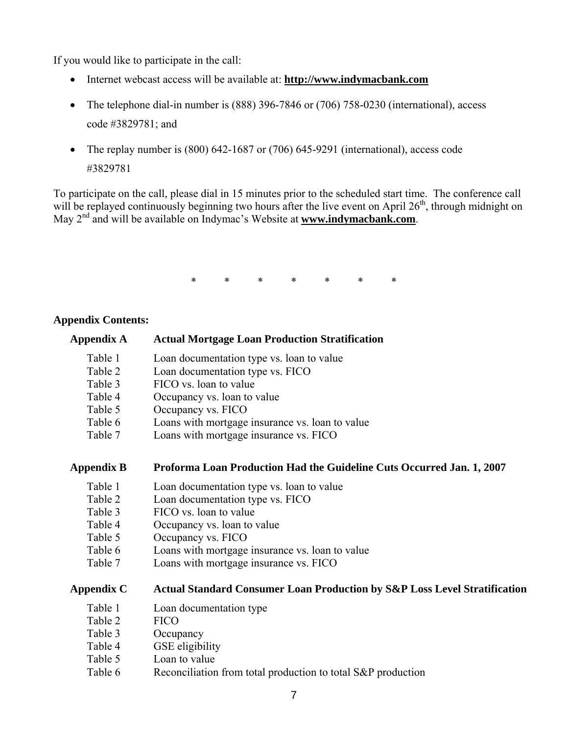If you would like to participate in the call:

- Internet webcast access will be available at: **http://www.indymacbank.com**
- The telephone dial-in number is (888) 396-7846 or (706) 758-0230 (international), access code #3829781; and
- The replay number is (800) 642-1687 or (706) 645-9291 (international), access code #3829781

To participate on the call, please dial in 15 minutes prior to the scheduled start time. The conference call will be replayed continuously beginning two hours after the live event on April 26th, through midnight on May 2nd and will be available on Indymac's Website at **www.indymacbank.com**.

\* \* \* \* \* \* \*

**Appendix Contents:**

**Appendix A** **Actual Mortgage Loan Production Stratification**

| | |
|---|---|
| Table 1 | Loan documentation type vs. loan to value |
| Table 2 | Loan documentation type vs. FICO |
| Table 3 | FICO vs. loan to value |
| Table 4 | Occupancy vs. loan to value |
| Table 5 | Occupancy vs. FICO |
| Table 6 | Loans with mortgage insurance vs. loan to value |
| Table 7 | Loans with mortgage insurance vs. FICO |

**Appendix B** **Proforma Loan Production Had the Guideline Cuts Occurred Jan. 1, 2007**

| | |
|---|---|
| Table 1 | Loan documentation type vs. loan to value |
| Table 2 | Loan documentation type vs. FICO |
| Table 3 | FICO vs. loan to value |
| Table 4 | Occupancy vs. loan to value |
| Table 5 | Occupancy vs. FICO |
| Table 6 | Loans with mortgage insurance vs. loan to value |
| Table 7 | Loans with mortgage insurance vs. FICO |

**Appendix C** **Actual Standard Consumer Loan Production by S&P Loss Level Stratification**

| | |
|---|---|
| Table 1 | Loan documentation type |
| Table 2 | FICO |
| Table 3 | Occupancy |
| Table 4 | GSE eligibility |
| Table 5 | Loan to value |
| Table 6 | Reconciliation from total production to total S&P production |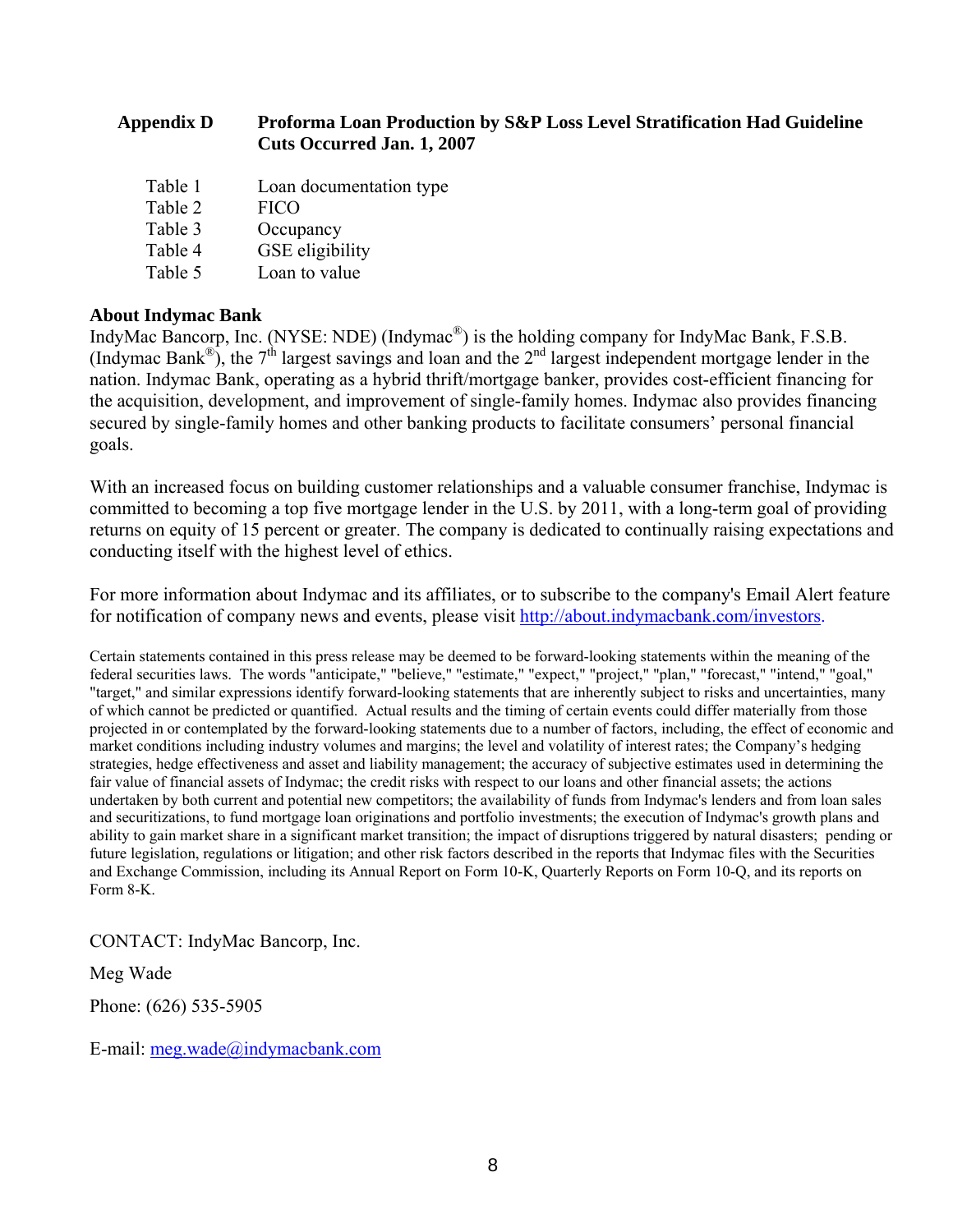**Appendix D Proforma Loan Production by S&P Loss Level Stratification Had Guideline Cuts Occurred Jan. 1, 2007**

| | |
|---|---|
| Table 1 | Loan documentation type |
| Table 2 | FICO |
| Table 3 | Occupancy |
| Table 4 | GSE eligibility |
| Table 5 | Loan to value |

**About Indymac Bank**

IndyMac Bancorp, Inc. (NYSE: NDE) (Indymac®) is the holding company for IndyMac Bank, F.S.B. (Indymac Bank®), the 7th largest savings and loan and the 2nd largest independent mortgage lender in the nation. Indymac Bank, operating as a hybrid thrift/mortgage banker, provides cost-efficient financing for the acquisition, development, and improvement of single-family homes. Indymac also provides financing secured by single-family homes and other banking products to facilitate consumers' personal financial goals.

With an increased focus on building customer relationships and a valuable consumer franchise, Indymac is committed to becoming a top five mortgage lender in the U.S. by 2011, with a long-term goal of providing returns on equity of 15 percent or greater. The company is dedicated to continually raising expectations and conducting itself with the highest level of ethics.

For more information about Indymac and its affiliates, or to subscribe to the company's Email Alert feature for notification of company news and events, please visit http://about.indymacbank.com/investors.

Certain statements contained in this press release may be deemed to be forward-looking statements within the meaning of the federal securities laws. The words "anticipate," "believe," "estimate," "expect," "project," "plan," "forecast," "intend," "goal," "target," and similar expressions identify forward-looking statements that are inherently subject to risks and uncertainties, many of which cannot be predicted or quantified. Actual results and the timing of certain events could differ materially from those projected in or contemplated by the forward-looking statements due to a number of factors, including, the effect of economic and market conditions including industry volumes and margins; the level and volatility of interest rates; the Company's hedging strategies, hedge effectiveness and asset and liability management; the accuracy of subjective estimates used in determining the fair value of financial assets of Indymac; the credit risks with respect to our loans and other financial assets; the actions undertaken by both current and potential new competitors; the availability of funds from Indymac's lenders and from loan sales and securitizations, to fund mortgage loan originations and portfolio investments; the execution of Indymac's growth plans and ability to gain market share in a significant market transition; the impact of disruptions triggered by natural disasters; pending or future legislation, regulations or litigation; and other risk factors described in the reports that Indymac files with the Securities and Exchange Commission, including its Annual Report on Form 10-K, Quarterly Reports on Form 10-Q, and its reports on Form 8-K.

CONTACT: IndyMac Bancorp, Inc.

Meg Wade

Phone: (626) 535-5905

E-mail: meg.wade@indymacbank.com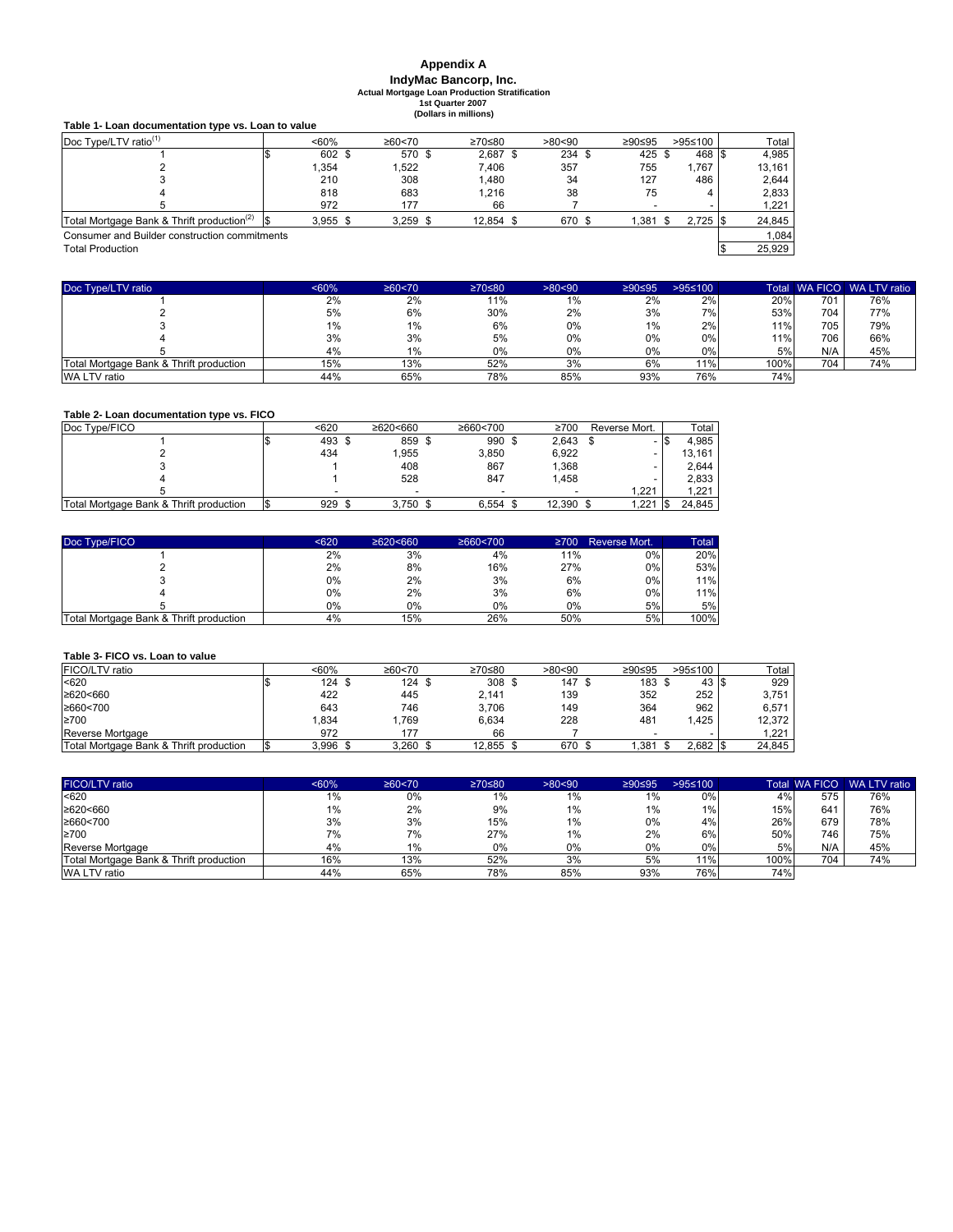# Appendix A

## IndyMac Bancorp, Inc.

**Actual Mortgage Loan Production Stratification**
**1st Quarter 2007**
**(Dollars in millions)**

**Table 1- Loan documentation type vs. Loan to value**

| Doc Type/LTV ratio[1] | <60% | ≥60<70 | ≥70≤80 | >80<90 | ≥90≤95 | >95≤100 | Total |
|---|---|---|---|---|---|---|---|
| 1 | $ 602 | $ 570 | $ 2,687 | $ 234 | $ 425 | $ 468 | $ 4,985 |
| 2 | 1,354 | 1,522 | 7,406 | 357 | 755 | 1,767 | 13,161 |
| 3 | 210 | 308 | 1,480 | 34 | 127 | 486 | 2,644 |
| 4 | 818 | 683 | 1,216 | 38 | 75 | 4 | 2,833 |
| 5 | 972 | 177 | 66 | 7 | - | - | 1,221 |
| Total Mortgage Bank & Thrift production[2] | $ 3,955 | $ 3,259 | $ 12,854 | $ 670 | $ 1,381 | $ 2,725 | $ 24,845 |
| Consumer and Builder construction commitments | | | | | | | 1,084 |
| Total Production | | | | | | | $ 25,929 |

| Doc Type/LTV ratio | <60% | ≥60<70 | ≥70≤80 | >80<90 | ≥90≤95 | >95≤100 | Total | WA FICO | WA LTV ratio |
|---|---|---|---|---|---|---|---|---|---|
| 1 | 2% | 2% | 11% | 1% | 2% | 2% | 20% | 701 | 76% |
| 2 | 5% | 6% | 30% | 2% | 3% | 7% | 53% | 704 | 77% |
| 3 | 1% | 1% | 6% | 0% | 1% | 2% | 11% | 705 | 79% |
| 4 | 3% | 3% | 5% | 0% | 0% | 0% | 11% | 706 | 66% |
| 5 | 4% | 1% | 0% | 0% | 0% | 0% | 5% | N/A | 45% |
| Total Mortgage Bank & Thrift production | 15% | 13% | 52% | 3% | 6% | 11% | 100% | 704 | 74% |
| WA LTV ratio | 44% | 65% | 78% | 85% | 93% | 76% | 74% | | |

**Table 2- Loan documentation type vs. FICO**

| Doc Type/FICO | <620 | ≥620<660 | ≥660<700 | ≥700 | Reverse Mort. | Total |
|---|---|---|---|---|---|---|
| 1 | $ 493 | $ 859 | $ 990 | $ 2,643 | $ - | $ 4,985 |
| 2 | 434 | 1,955 | 3,850 | 6,922 | - | 13,161 |
| 3 | 1 | 408 | 867 | 1,368 | - | 2,644 |
| 4 | 1 | 528 | 847 | 1,458 | - | 2,833 |
| 5 | - | - | - | - | 1,221 | 1,221 |
| Total Mortgage Bank & Thrift production | $ 929 | $ 3,750 | $ 6,554 | $ 12,390 | $ 1,221 | $ 24,845 |

| Doc Type/FICO | <620 | ≥620<660 | ≥660<700 | ≥700 | Reverse Mort. | Total |
|---|---|---|---|---|---|---|
| 1 | 2% | 3% | 4% | 11% | 0% | 20% |
| 2 | 2% | 8% | 16% | 27% | 0% | 53% |
| 3 | 0% | 2% | 3% | 6% | 0% | 11% |
| 4 | 0% | 2% | 3% | 6% | 0% | 11% |
| 5 | 0% | 0% | 0% | 0% | 5% | 5% |
| Total Mortgage Bank & Thrift production | 4% | 15% | 26% | 50% | 5% | 100% |

**Table 3- FICO vs. Loan to value**

| FICO/LTV ratio | <60% | ≥60<70 | ≥70≤80 | >80<90 | ≥90≤95 | >95≤100 | Total |
|---|---|---|---|---|---|---|---|
| <620 | $ 124 | $ 124 | $ 308 | $ 147 | $ 183 | $ 43 | $ 929 |
| ≥620<660 | 422 | 445 | 2,141 | 139 | 352 | 252 | 3,751 |
| ≥660<700 | 643 | 746 | 3,706 | 149 | 364 | 962 | 6,571 |
| ≥700 | 1,834 | 1,769 | 6,634 | 228 | 481 | 1,425 | 12,372 |
| Reverse Mortgage | 972 | 177 | 66 | 7 | - | - | 1,221 |
| Total Mortgage Bank & Thrift production | $ 3,996 | $ 3,260 | $ 12,855 | $ 670 | $ 1,381 | $ 2,682 | $ 24,845 |

| FICO/LTV ratio | <60% | ≥60<70 | ≥70≤80 | >80<90 | ≥90≤95 | >95≤100 | Total | WA FICO | WA LTV ratio |
|---|---|---|---|---|---|---|---|---|---|
| <620 | 1% | 0% | 1% | 1% | 1% | 0% | 4% | 575 | 76% |
| ≥620<660 | 1% | 2% | 9% | 1% | 1% | 1% | 15% | 641 | 76% |
| ≥660<700 | 3% | 3% | 15% | 1% | 0% | 4% | 26% | 679 | 78% |
| ≥700 | 7% | 7% | 27% | 1% | 2% | 6% | 50% | 746 | 75% |
| Reverse Mortgage | 4% | 1% | 0% | 0% | 0% | 0% | 5% | N/A | 45% |
| Total Mortgage Bank & Thrift production | 16% | 13% | 52% | 3% | 5% | 11% | 100% | 704 | 74% |
| WA LTV ratio | 44% | 65% | 78% | 85% | 93% | 76% | 74% | | |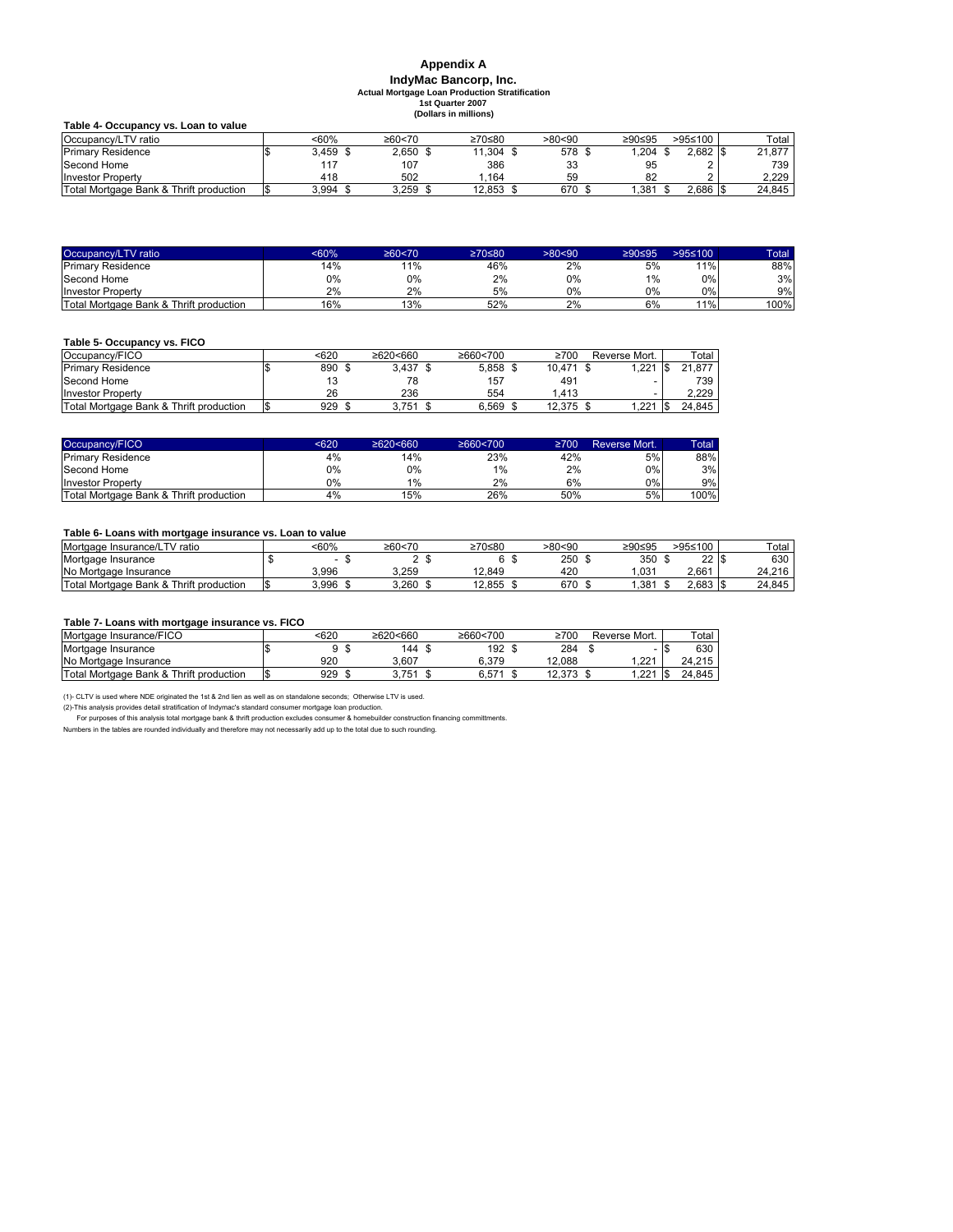# Appendix A

## IndyMac Bancorp, Inc.

**Actual Mortgage Loan Production Stratification**
**1st Quarter 2007**
**(Dollars in millions)**

**Table 4- Occupancy vs. Loan to value**

| Occupancy/LTV ratio | <60% | ≥60<70 | ≥70≤80 | >80<90 | ≥90≤95 | >95≤100 | Total |
|---|---|---|---|---|---|---|---|
| Primary Residence | $ 3,459 | $ 2,650 | $ 11,304 | $ 578 | $ 1,204 | $ 2,682 | $ 21,877 |
| Second Home | 117 | 107 | 386 | 33 | 95 | 2 | 739 |
| Investor Property | 418 | 502 | 1,164 | 59 | 82 | 2 | 2,229 |
| Total Mortgage Bank & Thrift production | $ 3,994 | $ 3,259 | $ 12,853 | $ 670 | $ 1,381 | $ 2,686 | $ 24,845 |

| Occupancy/LTV ratio | <60% | ≥60<70 | ≥70≤80 | >80<90 | ≥90≤95 | >95≤100 | Total |
|---|---|---|---|---|---|---|---|
| Primary Residence | 14% | 11% | 46% | 2% | 5% | 11% | 88% |
| Second Home | 0% | 0% | 2% | 0% | 1% | 0% | 3% |
| Investor Property | 2% | 2% | 5% | 0% | 0% | 0% | 9% |
| Total Mortgage Bank & Thrift production | 16% | 13% | 52% | 2% | 6% | 11% | 100% |

**Table 5- Occupancy vs. FICO**

| Occupancy/FICO | <620 | ≥620<660 | ≥660<700 | ≥700 | Reverse Mort. | Total |
|---|---|---|---|---|---|---|
| Primary Residence | $ 890 | $ 3,437 | $ 5,858 | $ 10,471 | $ 1,221 | $ 21,877 |
| Second Home | 13 | 78 | 157 | 491 | - | 739 |
| Investor Property | 26 | 236 | 554 | 1,413 | - | 2,229 |
| Total Mortgage Bank & Thrift production | $ 929 | $ 3,751 | $ 6,569 | $ 12,375 | $ 1,221 | $ 24,845 |

| Occupancy/FICO | <620 | ≥620<660 | ≥660<700 | ≥700 | Reverse Mort. | Total |
|---|---|---|---|---|---|---|
| Primary Residence | 4% | 14% | 23% | 42% | 5% | 88% |
| Second Home | 0% | 0% | 1% | 2% | 0% | 3% |
| Investor Property | 0% | 1% | 2% | 6% | 0% | 9% |
| Total Mortgage Bank & Thrift production | 4% | 15% | 26% | 50% | 5% | 100% |

**Table 6- Loans with mortgage insurance vs. Loan to value**

| Mortgage Insurance/LTV ratio | <60% | ≥60<70 | ≥70≤80 | >80<90 | ≥90≤95 | >95≤100 | Total |
|---|---|---|---|---|---|---|---|
| Mortgage Insurance | $ - | $ 2 | $ 6 | $ 250 | $ 350 | $ 22 | $ 630 |
| No Mortgage Insurance | 3,996 | 3,259 | 12,849 | 420 | 1,031 | 2,661 | 24,216 |
| Total Mortgage Bank & Thrift production | $ 3,996 | $ 3,260 | $ 12,855 | $ 670 | $ 1,381 | $ 2,683 | $ 24,845 |

**Table 7- Loans with mortgage insurance vs. FICO**

| Mortgage Insurance/FICO | <620 | ≥620<660 | ≥660<700 | ≥700 | Reverse Mort. | Total |
|---|---|---|---|---|---|---|
| Mortgage Insurance | $ 9 | $ 144 | $ 192 | $ 284 | $ - | $ 630 |
| No Mortgage Insurance | 920 | 3,607 | 6,379 | 12,088 | 1,221 | 24,215 |
| Total Mortgage Bank & Thrift production | $ 929 | $ 3,751 | $ 6,571 | $ 12,373 | $ 1,221 | $ 24,845 |

(1)- CLTV is used where NDE originated the 1st & 2nd lien as well as on standalone seconds; Otherwise LTV is used.

(2)-This analysis provides detail stratification of Indymac's standard consumer mortgage loan production.

For purposes of this analysis total mortgage bank & thrift production excludes consumer & homebuilder construction financing committments.

Numbers in the tables are rounded individually and therefore may not necessarily add up to the total due to such rounding.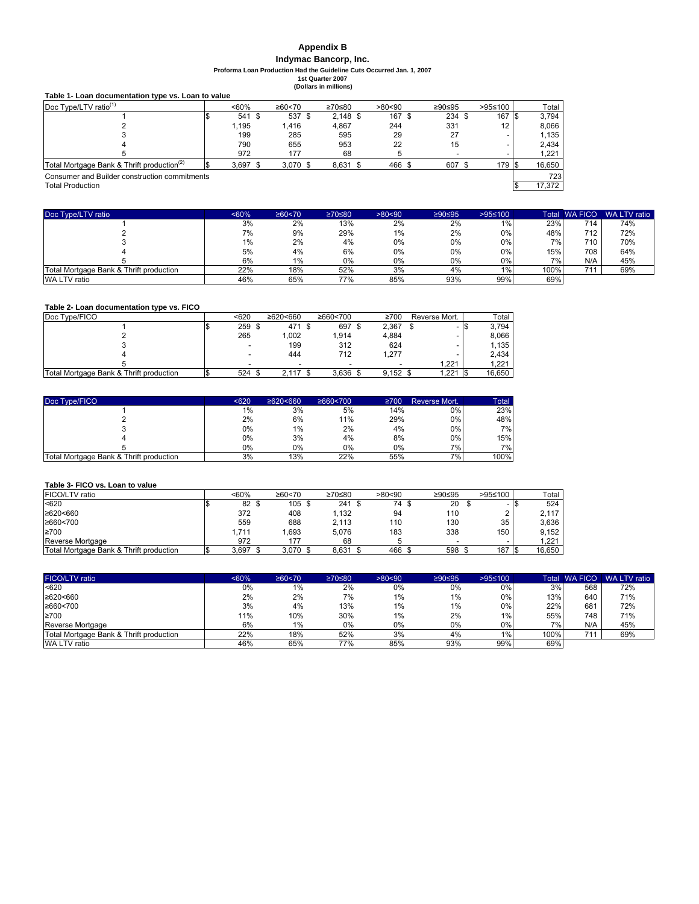# Appendix B

## Indymac Bancorp, Inc.

**Proforma Loan Production Had the Guideline Cuts Occurred Jan. 1, 2007**
**1st Quarter 2007**
**(Dollars in millions)**

**Table 1- Loan documentation type vs. Loan to value**

| Doc Type/LTV ratio[1] | <60% | ≥60<70 | ≥70≤80 | >80<90 | ≥90≤95 | >95≤100 | Total |
|---|---|---|---|---|---|---|---|
| 1 | $ 541 | $ 537 | $ 2,148 | $ 167 | $ 234 | $ 167 | $ 3,794 |
| 2 | 1,195 | 1,416 | 4,867 | 244 | 331 | 12 | 8,066 |
| 3 | 199 | 285 | 595 | 29 | 27 | - | 1,135 |
| 4 | 790 | 655 | 953 | 22 | 15 | - | 2,434 |
| 5 | 972 | 177 | 68 | 5 | - | - | 1,221 |
| Total Mortgage Bank & Thrift production[2] | $ 3,697 | $ 3,070 | $ 8,631 | $ 466 | $ 607 | $ 179 | $ 16,650 |
| Consumer and Builder construction commitments | | | | | | | 723 |
| Total Production | | | | | | | $ 17,372 |

| Doc Type/LTV ratio | <60% | ≥60<70 | ≥70≤80 | >80<90 | ≥90≤95 | >95≤100 | Total | WA FICO | WA LTV ratio |
|---|---|---|---|---|---|---|---|---|---|
| 1 | 3% | 2% | 13% | 2% | 2% | 1% | 23% | 714 | 74% |
| 2 | 7% | 9% | 29% | 1% | 2% | 0% | 48% | 712 | 72% |
| 3 | 1% | 2% | 4% | 0% | 0% | 0% | 7% | 710 | 70% |
| 4 | 5% | 4% | 6% | 0% | 0% | 0% | 15% | 708 | 64% |
| 5 | 6% | 1% | 0% | 0% | 0% | 0% | 7% | N/A | 45% |
| Total Mortgage Bank & Thrift production | 22% | 18% | 52% | 3% | 4% | 1% | 100% | 711 | 69% |
| WA LTV ratio | 46% | 65% | 77% | 85% | 93% | 99% | 69% | | |

**Table 2- Loan documentation type vs. FICO**

| Doc Type/FICO | <620 | ≥620<660 | ≥660<700 | ≥700 | Reverse Mort. | Total |
|---|---|---|---|---|---|---|
| 1 | $ 259 | $ 471 | $ 697 | $ 2,367 | $ - | $ 3,794 |
| 2 | 265 | 1,002 | 1,914 | 4,884 | - | 8,066 |
| 3 | - | 199 | 312 | 624 | - | 1,135 |
| 4 | - | 444 | 712 | 1,277 | - | 2,434 |
| 5 | - | - | - | - | 1,221 | 1,221 |
| Total Mortgage Bank & Thrift production | $ 524 | $ 2,117 | $ 3,636 | $ 9,152 | $ 1,221 | $ 16,650 |

| Doc Type/FICO | <620 | ≥620<660 | ≥660<700 | ≥700 | Reverse Mort. | Total |
|---|---|---|---|---|---|---|
| 1 | 1% | 3% | 5% | 14% | 0% | 23% |
| 2 | 2% | 6% | 11% | 29% | 0% | 48% |
| 3 | 0% | 1% | 2% | 4% | 0% | 7% |
| 4 | 0% | 3% | 4% | 8% | 0% | 15% |
| 5 | 0% | 0% | 0% | 0% | 7% | 7% |
| Total Mortgage Bank & Thrift production | 3% | 13% | 22% | 55% | 7% | 100% |

**Table 3- FICO vs. Loan to value**

| FICO/LTV ratio | <60% | ≥60<70 | ≥70≤80 | >80<90 | ≥90≤95 | >95≤100 | Total |
|---|---|---|---|---|---|---|---|
| <620 | $ 82 | $ 105 | $ 241 | $ 74 | $ 20 | $ - | $ 524 |
| ≥620<660 | 372 | 408 | 1,132 | 94 | 110 | 2 | 2,117 |
| ≥660<700 | 559 | 688 | 2,113 | 110 | 130 | 35 | 3,636 |
| ≥700 | 1,711 | 1,693 | 5,076 | 183 | 338 | 150 | 9,152 |
| Reverse Mortgage | 972 | 177 | 68 | 5 | - | - | 1,221 |
| Total Mortgage Bank & Thrift production | $ 3,697 | $ 3,070 | $ 8,631 | $ 466 | $ 598 | $ 187 | $ 16,650 |

| FICO/LTV ratio | <60% | ≥60<70 | ≥70≤80 | >80<90 | ≥90≤95 | >95≤100 | Total | WA FICO | WA LTV ratio |
|---|---|---|---|---|---|---|---|---|---|
| <620 | 0% | 1% | 2% | 0% | 0% | 0% | 3% | 568 | 72% |
| ≥620<660 | 2% | 2% | 7% | 1% | 1% | 0% | 13% | 640 | 71% |
| ≥660<700 | 3% | 4% | 13% | 1% | 1% | 0% | 22% | 681 | 72% |
| ≥700 | 11% | 10% | 30% | 1% | 2% | 1% | 55% | 748 | 71% |
| Reverse Mortgage | 6% | 1% | 0% | 0% | 0% | 0% | 7% | N/A | 45% |
| Total Mortgage Bank & Thrift production | 22% | 18% | 52% | 3% | 4% | 1% | 100% | 711 | 69% |
| WA LTV ratio | 46% | 65% | 77% | 85% | 93% | 99% | 69% | | |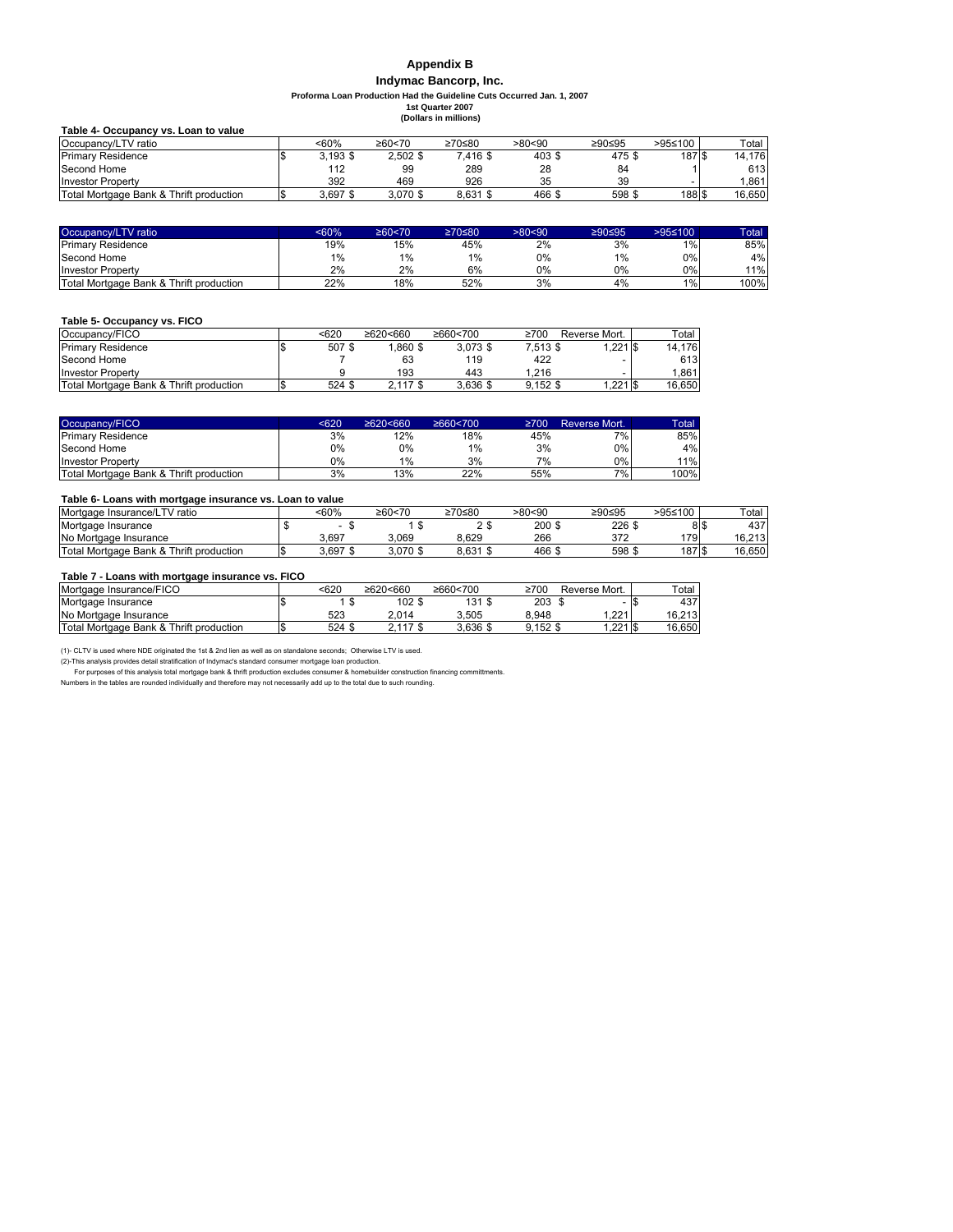# Appendix B

## Indymac Bancorp, Inc.

**Proforma Loan Production Had the Guideline Cuts Occurred Jan. 1, 2007**
**1st Quarter 2007**
**(Dollars in millions)**

**Table 4- Occupancy vs. Loan to value**

| Occupancy/LTV ratio | <60% | ≥60<70 | ≥70≤80 | >80<90 | ≥90≤95 | >95≤100 | Total |
|---|---|---|---|---|---|---|---|
| Primary Residence | $ 3,193 | $ 2,502 | $ 7,416 | $ 403 | $ 475 | $ 187 | $ 14,176 |
| Second Home | 112 | 99 | 289 | 28 | 84 | 1 | 613 |
| Investor Property | 392 | 469 | 926 | 35 | 39 | - | 1,861 |
| Total Mortgage Bank & Thrift production | $ 3,697 | $ 3,070 | $ 8,631 | $ 466 | $ 598 | $ 188 | $ 16,650 |

| Occupancy/LTV ratio | <60% | ≥60<70 | ≥70≤80 | >80<90 | ≥90≤95 | >95≤100 | Total |
|---|---|---|---|---|---|---|---|
| Primary Residence | 19% | 15% | 45% | 2% | 3% | 1% | 85% |
| Second Home | 1% | 1% | 1% | 0% | 1% | 0% | 4% |
| Investor Property | 2% | 2% | 6% | 0% | 0% | 0% | 11% |
| Total Mortgage Bank & Thrift production | 22% | 18% | 52% | 3% | 4% | 1% | 100% |

**Table 5- Occupancy vs. FICO**

| Occupancy/FICO | <620 | ≥620<660 | ≥660<700 | ≥700 | Reverse Mort. | Total |
|---|---|---|---|---|---|---|
| Primary Residence | $ 507 | $ 1,860 | $ 3,073 | $ 7,513 | $ 1,221 | $ 14,176 |
| Second Home | 7 | 63 | 119 | 422 | - | 613 |
| Investor Property | 9 | 193 | 443 | 1,216 | - | 1,861 |
| Total Mortgage Bank & Thrift production | $ 524 | $ 2,117 | $ 3,636 | $ 9,152 | $ 1,221 | $ 16,650 |

| Occupancy/FICO | <620 | ≥620<660 | ≥660<700 | ≥700 | Reverse Mort. | Total |
|---|---|---|---|---|---|---|
| Primary Residence | 3% | 12% | 18% | 45% | 7% | 85% |
| Second Home | 0% | 0% | 1% | 3% | 0% | 4% |
| Investor Property | 0% | 1% | 3% | 7% | 0% | 11% |
| Total Mortgage Bank & Thrift production | 3% | 13% | 22% | 55% | 7% | 100% |

**Table 6- Loans with mortgage insurance vs. Loan to value**

| Mortgage Insurance/LTV ratio | <60% | ≥60<70 | ≥70≤80 | >80<90 | ≥90≤95 | >95≤100 | Total |
|---|---|---|---|---|---|---|---|
| Mortgage Insurance | $ - | $ 1 | $ 2 | $ 200 | $ 226 | $ 8 | $ 437 |
| No Mortgage Insurance | 3,697 | 3,069 | 8,629 | 266 | 372 | 179 | 16,213 |
| Total Mortgage Bank & Thrift production | $ 3,697 | $ 3,070 | $ 8,631 | $ 466 | $ 598 | $ 187 | $ 16,650 |

**Table 7 - Loans with mortgage insurance vs. FICO**

| Mortgage Insurance/FICO | <620 | ≥620<660 | ≥660<700 | ≥700 | Reverse Mort. | Total |
|---|---|---|---|---|---|---|
| Mortgage Insurance | $ 1 | $ 102 | $ 131 | $ 203 | $ - | $ 437 |
| No Mortgage Insurance | 523 | 2,014 | 3,505 | 8,948 | 1,221 | 16,213 |
| Total Mortgage Bank & Thrift production | $ 524 | $ 2,117 | $ 3,636 | $ 9,152 | $ 1,221 | $ 16,650 |

(1)- CLTV is used where NDE originated the 1st & 2nd lien as well as on standalone seconds; Otherwise LTV is used.
(2)-This analysis provides detail stratification of Indymac's standard consumer mortgage loan production.
For purposes of this analysis total mortgage bank & thrift production excludes consumer & homebuilder construction financing committments.
Numbers in the tables are rounded individually and therefore may not necessarily add up to the total due to such rounding.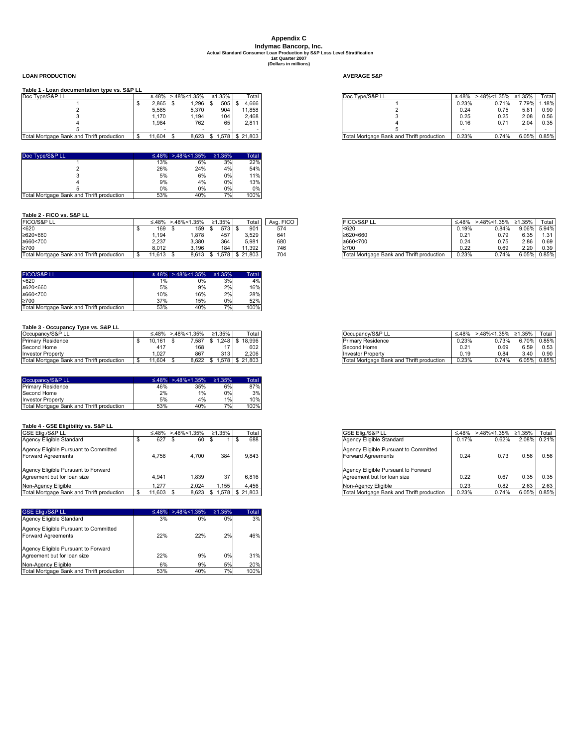# Appendix C

## Indymac Bancorp, Inc.

**Actual Standard Consumer Loan Production by S&P Loss Level Stratification**
**1st Quarter 2007**
**(Dollars in millions)**

### LOAN PRODUCTION

**Table 1 - Loan documentation type vs. S&P LL**

| Doc Type/S&P LL | ≤.48% | >.48%<1.35% | ≥1.35% | Total |
|---|---|---|---|---|
| 1 | $ 2,865 | $ 1,296 | $ 505 | $ 4,666 |
| 2 | 5,585 | 5,370 | 904 | 11,858 |
| 3 | 1,170 | 1,194 | 104 | 2,468 |
| 4 | 1,984 | 762 | 65 | 2,811 |
| 5 | - | - | - | - |
| Total Mortgage Bank and Thrift production | $ 11,604 | $ 8,623 | $ 1,578 | $ 21,803 |

| Doc Type/S&P LL | ≤.48% | >.48%<1.35% | ≥1.35% | Total |
|---|---|---|---|---|
| 1 | 13% | 6% | 3% | 22% |
| 2 | 26% | 24% | 4% | 54% |
| 3 | 5% | 6% | 0% | 11% |
| 4 | 9% | 4% | 0% | 13% |
| 5 | 0% | 0% | 0% | 0% |
| Total Mortgage Bank and Thrift production | 53% | 40% | 7% | 100% |

**Table 2 - FICO vs. S&P LL**

| FICO/S&P LL | ≤.48% | >.48%<1.35% | ≥1.35% | Total | Avg. FICO |
|---|---|---|---|---|---|
| <620 | $ 169 | $ 159 | $ 573 | $ 901 | 574 |
| ≥620<660 | 1,194 | 1,878 | 457 | 3,529 | 641 |
| ≥660<700 | 2,237 | 3,380 | 364 | 5,981 | 680 |
| ≥700 | 8,012 | 3,196 | 184 | 11,392 | 746 |
| Total Mortgage Bank and Thrift production | $ 11,613 | $ 8,613 | $ 1,578 | $ 21,803 | 704 |

| FICO/S&P LL | ≤.48% | >.48%<1.35% | ≥1.35% | Total |
|---|---|---|---|---|
| <620 | 1% | 0% | 3% | 4% |
| ≥620<660 | 5% | 9% | 2% | 16% |
| ≥660<700 | 10% | 16% | 2% | 28% |
| ≥700 | 37% | 15% | 0% | 52% |
| Total Mortgage Bank and Thrift production | 53% | 40% | 7% | 100% |

**Table 3 - Occupancy Type vs. S&P LL**

| Occupancy/S&P LL | ≤.48% | >.48%<1.35% | ≥1.35% | Total |
|---|---|---|---|---|
| Primary Residence | $ 10,161 | $ 7,587 | $ 1,248 | $ 18,996 |
| Second Home | 417 | 168 | 17 | 602 |
| Investor Property | 1,027 | 867 | 313 | 2,206 |
| Total Mortgage Bank and Thrift production | $ 11,604 | $ 8,622 | $ 1,578 | $ 21,803 |

| Occupancy/S&P LL | ≤.48% | >.48%<1.35% | ≥1.35% | Total |
|---|---|---|---|---|
| Primary Residence | 46% | 35% | 6% | 87% |
| Second Home | 2% | 1% | 0% | 3% |
| Investor Property | 5% | 4% | 1% | 10% |
| Total Mortgage Bank and Thrift production | 53% | 40% | 7% | 100% |

**Table 4 - GSE Eligibility vs. S&P LL**

| GSE Elig./S&P LL | ≤.48% | >.48%<1.35% | ≥1.35% | Total |
|---|---|---|---|---|
| Agency Eligible Standard | $ 627 | $ 60 | $ 1 | $ 688 |
| Agency Eligible Pursuant to Committed Forward Agreements | 4,758 | 4,700 | 384 | 9,843 |
| Agency Eligible Pursuant to Forward Agreement but for loan size | 4,941 | 1,839 | 37 | 6,816 |
| Non-Agency Eligible | 1,277 | 2,024 | 1,155 | 4,456 |
| Total Mortgage Bank and Thrift production | $ 11,603 | $ 8,623 | $ 1,578 | $ 21,803 |

| GSE Elig./S&P LL | ≤.48% | >.48%<1.35% | ≥1.35% | Total |
|---|---|---|---|---|
| Agency Eligible Standard | 3% | 0% | 0% | 3% |
| Agency Eligible Pursuant to Committed Forward Agreements | 22% | 22% | 2% | 46% |
| Agency Eligible Pursuant to Forward Agreement but for loan size | 22% | 9% | 0% | 31% |
| Non-Agency Eligible | 6% | 9% | 5% | 20% |
| Total Mortgage Bank and Thrift production | 53% | 40% | 7% | 100% |

### AVERAGE S&P

| Doc Type/S&P LL | ≤.48% | >.48%<1.35% | ≥1.35% | Total |
|---|---|---|---|---|
| 1 | 0.23% | 0.71% | 7.79% | 1.18% |
| 2 | 0.24 | 0.75 | 5.81 | 0.90 |
| 3 | 0.25 | 0.25 | 2.08 | 0.56 |
| 4 | 0.16 | 0.71 | 2.04 | 0.35 |
| 5 | - | - | - | - |
| Total Mortgage Bank and Thrift production | 0.23% | 0.74% | 6.05% | 0.85% |

| FICO/S&P LL | ≤.48% | >.48%<1.35% | ≥1.35% | Total |
|---|---|---|---|---|
| <620 | 0.19% | 0.84% | 9.06% | 5.94% |
| ≥620<660 | 0.21 | 0.79 | 6.35 | 1.31 |
| ≥660<700 | 0.24 | 0.75 | 2.86 | 0.69 |
| ≥700 | 0.22 | 0.69 | 2.20 | 0.39 |
| Total Mortgage Bank and Thrift production | 0.23% | 0.74% | 6.05% | 0.85% |

| Occupancy/S&P LL | ≤.48% | >.48%<1.35% | ≥1.35% | Total |
|---|---|---|---|---|
| Primary Residence | 0.23% | 0.73% | 6.70% | 0.85% |
| Second Home | 0.21 | 0.69 | 6.59 | 0.53 |
| Investor Property | 0.19 | 0.84 | 3.40 | 0.90 |
| Total Mortgage Bank and Thrift production | 0.23% | 0.74% | 6.05% | 0.85% |

| GSE Elig./S&P LL | ≤.48% | >.48%<1.35% | ≥1.35% | Total |
|---|---|---|---|---|
| Agency Eligible Standard | 0.17% | 0.62% | 2.08% | 0.21% |
| Agency Eligible Pursuant to Committed Forward Agreements | 0.24 | 0.73 | 0.56 | 0.56 |
| Agency Eligible Pursuant to Forward Agreement but for loan size | 0.22 | 0.67 | 0.35 | 0.35 |
| Non-Agency Eligible | 0.23 | 0.82 | 2.63 | 2.63 |
| Total Mortgage Bank and Thrift production | 0.23% | 0.74% | 6.05% | 0.85% |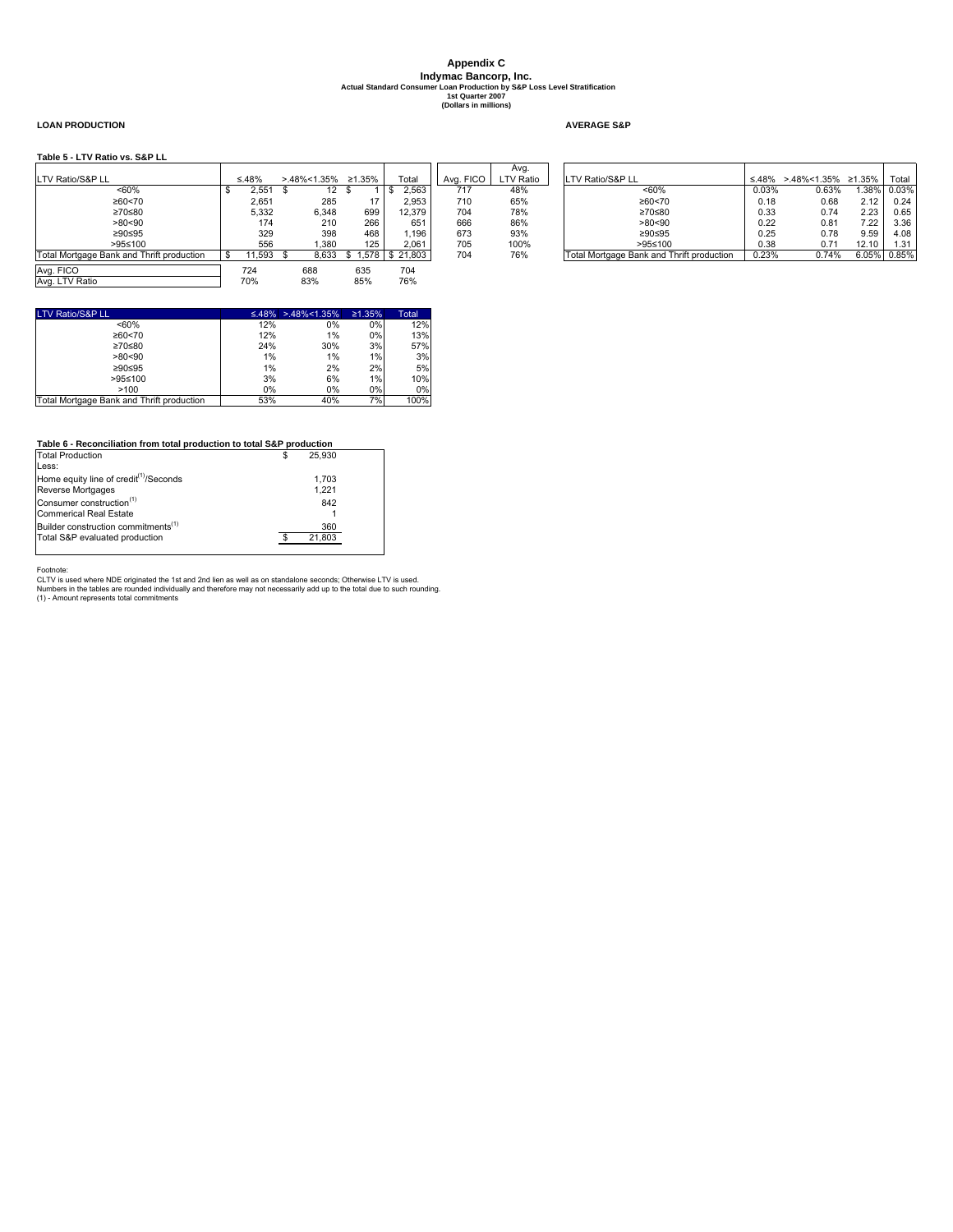# Appendix C

## Indymac Bancorp, Inc.

**Actual Standard Consumer Loan Production by S&P Loss Level Stratification**
**1st Quarter 2007**
**(Dollars in millions)**

**LOAN PRODUCTION**

**AVERAGE S&P**

**Table 5 - LTV Ratio vs. S&P LL**

| LTV Ratio/S&P LL | ≤.48% | >.48%<1.35% | ≥1.35% | Total | Avg. FICO | Avg. LTV Ratio |
|---|---|---|---|---|---|---|
| <60% | $ 2,551 | $ 12 | $ 1 | $ 2,563 | 717 | 48% |
| ≥60<70 | 2,651 | 285 | 17 | 2,953 | 710 | 65% |
| ≥70≤80 | 5,332 | 6,348 | 699 | 12,379 | 704 | 78% |
| >80<90 | 174 | 210 | 266 | 651 | 666 | 86% |
| ≥90≤95 | 329 | 398 | 468 | 1,196 | 673 | 93% |
| >95≤100 | 556 | 1,380 | 125 | 2,061 | 705 | 100% |
| Total Mortgage Bank and Thrift production | $ 11,593 | $ 8,633 | $ 1,578 | $ 21,803 | 704 | 76% |
| Avg. FICO | 724 | 688 | 635 | 704 | | |
| Avg. LTV Ratio | 70% | 83% | 85% | 76% | | |

| LTV Ratio/S&P LL | ≤.48% | >.48%<1.35% | ≥1.35% | Total |
|---|---|---|---|---|
| <60% | 0.03% | 0.63% | 1.38% | 0.03% |
| ≥60<70 | 0.18 | 0.68 | 2.12 | 0.24 |
| ≥70≤80 | 0.33 | 0.74 | 2.23 | 0.65 |
| >80<90 | 0.22 | 0.81 | 7.22 | 3.36 |
| ≥90≤95 | 0.25 | 0.78 | 9.59 | 4.08 |
| >95≤100 | 0.38 | 0.71 | 12.10 | 1.31 |
| Total Mortgage Bank and Thrift production | 0.23% | 0.74% | 6.05% | 0.85% |

| LTV Ratio/S&P LL | ≤.48% | >.48%<1.35% | ≥1.35% | Total |
|---|---|---|---|---|
| <60% | 12% | 0% | 0% | 12% |
| ≥60<70 | 12% | 1% | 0% | 13% |
| ≥70≤80 | 24% | 30% | 3% | 57% |
| >80<90 | 1% | 1% | 1% | 3% |
| ≥90≤95 | 1% | 2% | 2% | 5% |
| >95≤100 | 3% | 6% | 1% | 10% |
| >100 | 0% | 0% | 0% | 0% |
| Total Mortgage Bank and Thrift production | 53% | 40% | 7% | 100% |

**Table 6 - Reconciliation from total production to total S&P production**

| | |
|---|---|
| Total Production | $ 25,930 |
| Less: | |
| Home equity line of credit[(1)]/Seconds | 1,703 |
| Reverse Mortgages | 1,221 |
| Consumer construction[(1)] | 842 |
| Commerical Real Estate | 1 |
| Builder construction commitments[(1)] | 360 |
| Total S&P evaluated production | $ 21,803 |

Footnote:
CLTV is used where NDE originated the 1st and 2nd lien as well as on standalone seconds; Otherwise LTV is used.
Numbers in the tables are rounded individually and therefore may not necessarily add up to the total due to such rounding.
(1) - Amount represents total commitments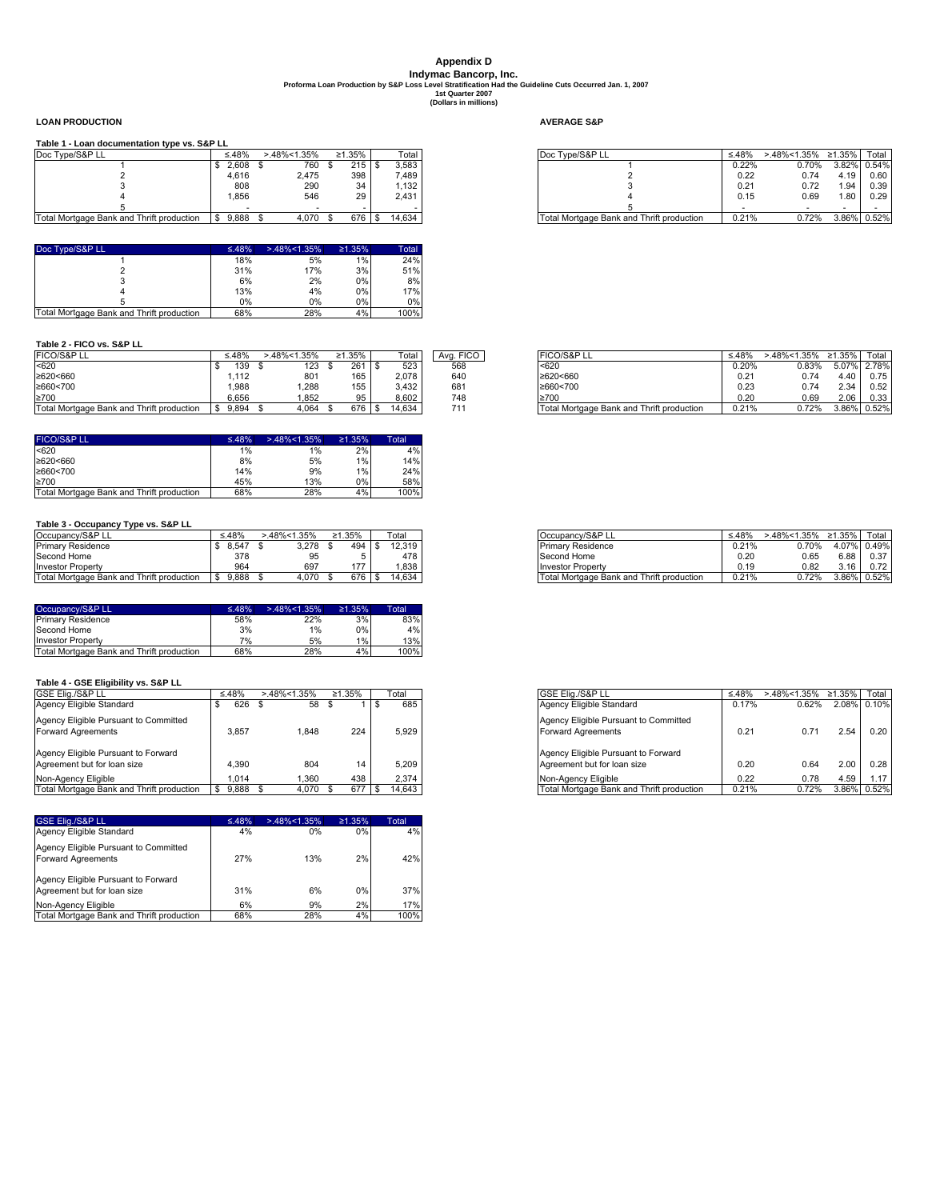# Appendix D

## Indymac Bancorp, Inc.

### Proforma Loan Production by S&P Loss Level Stratification Had the Guideline Cuts Occurred Jan. 1, 2007

**1st Quarter 2007**

**(Dollars in millions)**

**LOAN PRODUCTION**

**Table 1 - Loan documentation type vs. S&P LL**

| Doc Type/S&P LL | ≤.48% | >.48%<1.35% | ≥1.35% | Total |
|---|---|---|---|---|
| 1 | $ 2,608 | $ 760 | $ 215 | $ 3,583 |
| 2 | 4,616 | 2,475 | 398 | 7,489 |
| 3 | 808 | 290 | 34 | 1,132 |
| 4 | 1,856 | 546 | 29 | 2,431 |
| 5 | - | - | - | - |
| Total Mortgage Bank and Thrift production | $ 9,888 | $ 4,070 | $ 676 | $ 14,634 |

| Doc Type/S&P LL | ≤.48% | >.48%<1.35% | ≥1.35% | Total |
|---|---|---|---|---|
| 1 | 18% | 5% | 1% | 24% |
| 2 | 31% | 17% | 3% | 51% |
| 3 | 6% | 2% | 0% | 8% |
| 4 | 13% | 4% | 0% | 17% |
| 5 | 0% | 0% | 0% | 0% |
| Total Mortgage Bank and Thrift production | 68% | 28% | 4% | 100% |

**Table 2 - FICO vs. S&P LL**

| FICO/S&P LL | ≤.48% | >.48%<1.35% | ≥1.35% | Total | Avg. FICO |
|---|---|---|---|---|---|
| <620 | $ 139 | $ 123 | $ 261 | $ 523 | 568 |
| ≥620<660 | 1,112 | 801 | 165 | 2,078 | 640 |
| ≥660<700 | 1,988 | 1,288 | 155 | 3,432 | 681 |
| ≥700 | 6,656 | 1,852 | 95 | 8,602 | 748 |
| Total Mortgage Bank and Thrift production | $ 9,894 | $ 4,064 | $ 676 | $ 14,634 | 711 |

| FICO/S&P LL | ≤.48% | >.48%<1.35% | ≥1.35% | Total |
|---|---|---|---|---|
| <620 | 1% | 1% | 2% | 4% |
| ≥620<660 | 8% | 5% | 1% | 14% |
| ≥660<700 | 14% | 9% | 1% | 24% |
| ≥700 | 45% | 13% | 0% | 58% |
| Total Mortgage Bank and Thrift production | 68% | 28% | 4% | 100% |

**Table 3 - Occupancy Type vs. S&P LL**

| Occupancy/S&P LL | ≤.48% | >.48%<1.35% | ≥1.35% | Total |
|---|---|---|---|---|
| Primary Residence | $ 8,547 | $ 3,278 | $ 494 | $ 12,319 |
| Second Home | 378 | 95 | 5 | 478 |
| Investor Property | 964 | 697 | 177 | 1,838 |
| Total Mortgage Bank and Thrift production | $ 9,888 | $ 4,070 | $ 676 | $ 14,634 |

| Occupancy/S&P LL | ≤.48% | >.48%<1.35% | ≥1.35% | Total |
|---|---|---|---|---|
| Primary Residence | 58% | 22% | 3% | 83% |
| Second Home | 3% | 1% | 0% | 4% |
| Investor Property | 7% | 5% | 1% | 13% |
| Total Mortgage Bank and Thrift production | 68% | 28% | 4% | 100% |

**Table 4 - GSE Eligibility vs. S&P LL**

| GSE Elig./S&P LL | ≤.48% | >.48%<1.35% | ≥1.35% | Total |
|---|---|---|---|---|
| Agency Eligible Standard | $ 626 | $ 58 | $ 1 | $ 685 |
| Agency Eligible Pursuant to Committed Forward Agreements | 3,857 | 1,848 | 224 | 5,929 |
| Agency Eligible Pursuant to Forward Agreement but for loan size | 4,390 | 804 | 14 | 5,209 |
| Non-Agency Eligible | 1,014 | 1,360 | 438 | 2,374 |
| Total Mortgage Bank and Thrift production | $ 9,888 | $ 4,070 | $ 677 | $ 14,643 |

| GSE Elig./S&P LL | ≤.48% | >.48%<1.35% | ≥1.35% | Total |
|---|---|---|---|---|
| Agency Eligible Standard | 4% | 0% | 0% | 4% |
| Agency Eligible Pursuant to Committed Forward Agreements | 27% | 13% | 2% | 42% |
| Agency Eligible Pursuant to Forward Agreement but for loan size | 31% | 6% | 0% | 37% |
| Non-Agency Eligible | 6% | 9% | 2% | 17% |
| Total Mortgage Bank and Thrift production | 68% | 28% | 4% | 100% |

**AVERAGE S&P**

| Doc Type/S&P LL | ≤.48% | >.48%<1.35% | ≥1.35% | Total |
|---|---|---|---|---|
| 1 | 0.22% | 0.70% | 3.82% | 0.54% |
| 2 | 0.22 | 0.74 | 4.19 | 0.60 |
| 3 | 0.21 | 0.72 | 1.94 | 0.39 |
| 4 | 0.15 | 0.69 | 1.80 | 0.29 |
| 5 | - | - | - | - |
| Total Mortgage Bank and Thrift production | 0.21% | 0.72% | 3.86% | 0.52% |

| FICO/S&P LL | ≤.48% | >.48%<1.35% | ≥1.35% | Total |
|---|---|---|---|---|
| <620 | 0.20% | 0.83% | 5.07% | 2.78% |
| ≥620<660 | 0.21 | 0.74 | 4.40 | 0.75 |
| ≥660<700 | 0.23 | 0.74 | 2.34 | 0.52 |
| ≥700 | 0.20 | 0.69 | 2.06 | 0.33 |
| Total Mortgage Bank and Thrift production | 0.21% | 0.72% | 3.86% | 0.52% |

| Occupancy/S&P LL | ≤.48% | >.48%<1.35% | ≥1.35% | Total |
|---|---|---|---|---|
| Primary Residence | 0.21% | 0.70% | 4.07% | 0.49% |
| Second Home | 0.20 | 0.65 | 6.88 | 0.37 |
| Investor Property | 0.19 | 0.82 | 3.16 | 0.72 |
| Total Mortgage Bank and Thrift production | 0.21% | 0.72% | 3.86% | 0.52% |

| GSE Elig./S&P LL | ≤.48% | >.48%<1.35% | ≥1.35% | Total |
|---|---|---|---|---|
| Agency Eligible Standard | 0.17% | 0.62% | 2.08% | 0.10% |
| Agency Eligible Pursuant to Committed Forward Agreements | 0.21 | 0.71 | 2.54 | 0.20 |
| Agency Eligible Pursuant to Forward Agreement but for loan size | 0.20 | 0.64 | 2.00 | 0.28 |
| Non-Agency Eligible | 0.22 | 0.78 | 4.59 | 1.17 |
| Total Mortgage Bank and Thrift production | 0.21% | 0.72% | 3.86% | 0.52% |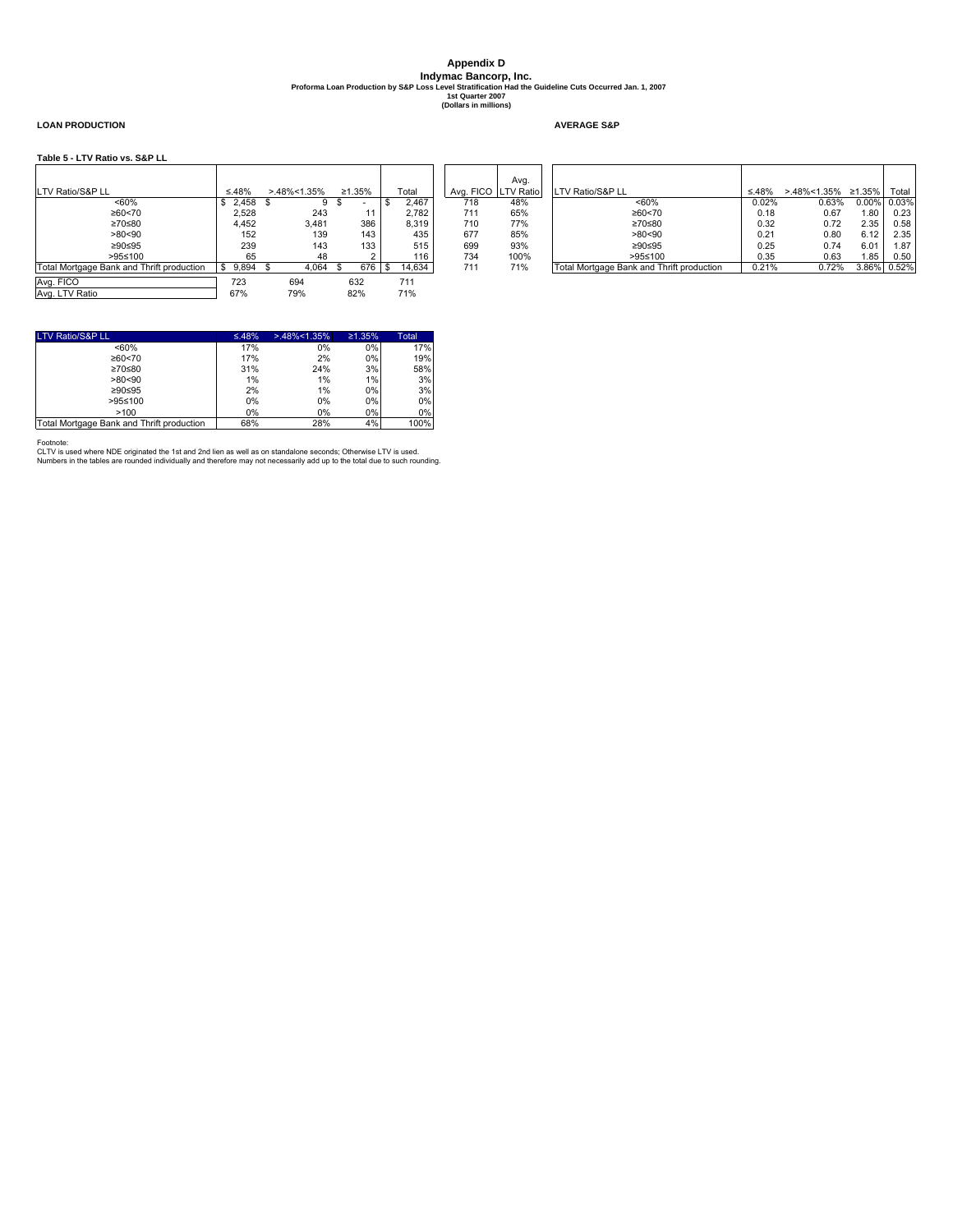# Appendix D

## Indymac Bancorp, Inc.

**Proforma Loan Production by S&P Loss Level Stratification Had the Guideline Cuts Occurred Jan. 1, 2007**

**1st Quarter 2007**

**(Dollars in millions)**

**LOAN PRODUCTION**

**AVERAGE S&P**

**Table 5 - LTV Ratio vs. S&P LL**

| LTV Ratio/S&P LL | ≤.48% | >.48%<1.35% | ≥1.35% | Total | Avg. FICO | Avg. LTV Ratio |
|---|---|---|---|---|---|---|
| <60% | $ 2,458 | $ 9 | $ - | $ 2,467 | 718 | 48% |
| ≥60<70 | 2,528 | 243 | 11 | 2,782 | 711 | 65% |
| ≥70≤80 | 4,452 | 3,481 | 386 | 8,319 | 710 | 77% |
| >80<90 | 152 | 139 | 143 | 435 | 677 | 85% |
| ≥90≤95 | 239 | 143 | 133 | 515 | 699 | 93% |
| >95≤100 | 65 | 48 | 2 | 116 | 734 | 100% |
| Total Mortgage Bank and Thrift production | $ 9,894 | $ 4,064 | $ 676 | $ 14,634 | 711 | 71% |
| Avg. FICO | 723 | 694 | 632 | 711 | | |
| Avg. LTV Ratio | 67% | 79% | 82% | 71% | | |

| LTV Ratio/S&P LL | ≤.48% | >.48%<1.35% | ≥1.35% | Total |
|---|---|---|---|---|
| <60% | 0.02% | 0.63% | 0.00% | 0.03% |
| ≥60<70 | 0.18 | 0.67 | 1.80 | 0.23 |
| ≥70≤80 | 0.32 | 0.72 | 2.35 | 0.58 |
| >80<90 | 0.21 | 0.80 | 6.12 | 2.35 |
| ≥90≤95 | 0.25 | 0.74 | 6.01 | 1.87 |
| >95≤100 | 0.35 | 0.63 | 1.85 | 0.50 |
| Total Mortgage Bank and Thrift production | 0.21% | 0.72% | 3.86% | 0.52% |

| LTV Ratio/S&P LL | ≤.48% | >.48%<1.35% | ≥1.35% | Total |
|---|---|---|---|---|
| <60% | 17% | 0% | 0% | 17% |
| ≥60<70 | 17% | 2% | 0% | 19% |
| ≥70≤80 | 31% | 24% | 3% | 58% |
| >80<90 | 1% | 1% | 1% | 3% |
| ≥90≤95 | 2% | 1% | 0% | 3% |
| >95≤100 | 0% | 0% | 0% | 0% |
| >100 | 0% | 0% | 0% | 0% |
| Total Mortgage Bank and Thrift production | 68% | 28% | 4% | 100% |

Footnote:

CLTV is used where NDE originated the 1st and 2nd lien as well as on standalone seconds; Otherwise LTV is used.

Numbers in the tables are rounded individually and therefore may not necessarily add up to the total due to such rounding.